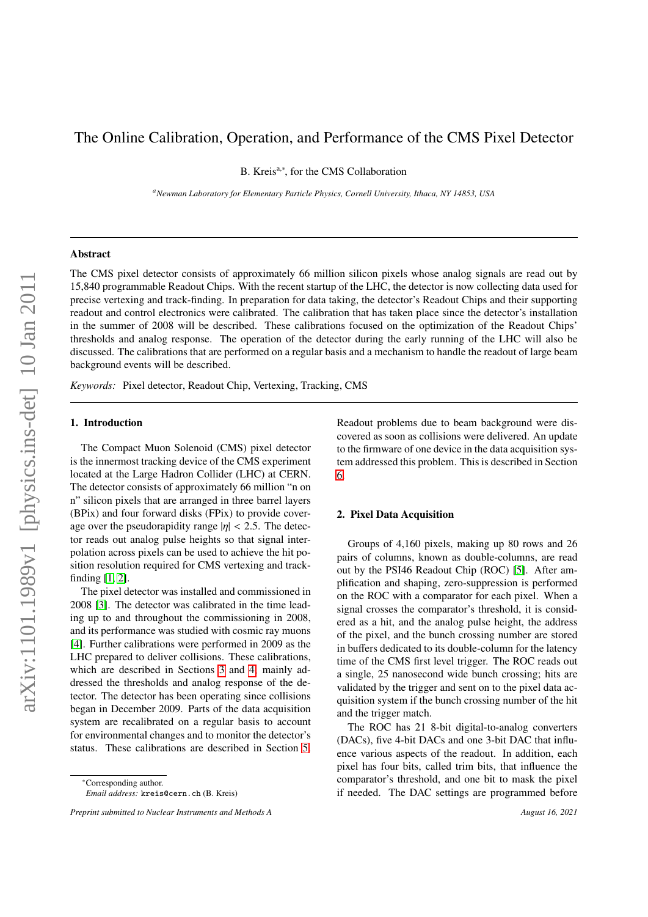# The Online Calibration, Operation, and Performance of the CMS Pixel Detector

B. Kreis[a,*], for the CMS Collaboration

[a] *Newman Laboratory for Elementary Particle Physics, Cornell University, Ithaca, NY 14853, USA*

## Abstract

The CMS pixel detector consists of approximately 66 million silicon pixels whose analog signals are read out by 15,840 programmable Readout Chips. With the recent startup of the LHC, the detector is now collecting data used for precise vertexing and track-finding. In preparation for data taking, the detector's Readout Chips and their supporting readout and control electronics were calibrated. The calibration that has taken place since the detector's installation in the summer of 2008 will be described. These calibrations focused on the optimization of the Readout Chips' thresholds and analog response. The operation of the detector during the early running of the LHC will also be discussed. The calibrations that are performed on a regular basis and a mechanism to handle the readout of large beam background events will be described.

*Keywords:* Pixel detector, Readout Chip, Vertexing, Tracking, CMS

## 1. Introduction

The Compact Muon Solenoid (CMS) pixel detector is the innermost tracking device of the CMS experiment located at the Large Hadron Collider (LHC) at CERN. The detector consists of approximately 66 million "n on n" silicon pixels that are arranged in three barrel layers (BPix) and four forward disks (FPix) to provide coverage over the pseudorapidity range $|\eta| < 2.5$. The detector reads out analog pulse heights so that signal interpolation across pixels can be used to achieve the hit position resolution required for CMS vertexing and track-finding [1, 2].

The pixel detector was installed and commissioned in 2008 [3]. The detector was calibrated in the time leading up to and throughout the commissioning in 2008, and its performance was studied with cosmic ray muons [4]. Further calibrations were performed in 2009 as the LHC prepared to deliver collisions. These calibrations, which are described in Sections 3 and 4, mainly addressed the thresholds and analog response of the detector. The detector has been operating since collisions began in December 2009. Parts of the data acquisition system are recalibrated on a regular basis to account for environmental changes and to monitor the detector's status. These calibrations are described in Section 5. Readout problems due to beam background were discovered as soon as collisions were delivered. An update to the firmware of one device in the data acquisition system addressed this problem. This is described in Section 6.

## 2. Pixel Data Acquisition

Groups of 4,160 pixels, making up 80 rows and 26 pairs of columns, known as double-columns, are read out by the PSI46 Readout Chip (ROC) [5]. After amplification and shaping, zero-suppression is performed on the ROC with a comparator for each pixel. When a signal crosses the comparator's threshold, it is considered as a hit, and the analog pulse height, the address of the pixel, and the bunch crossing number are stored in buffers dedicated to its double-column for the latency time of the CMS first level trigger. The ROC reads out a single, 25 nanosecond wide bunch crossing; hits are validated by the trigger and sent on to the pixel data acquisition system if the bunch crossing number of the hit and the trigger match.

The ROC has 21 8-bit digital-to-analog converters (DACs), five 4-bit DACs and one 3-bit DAC that influence various aspects of the readout. In addition, each pixel has four bits, called trim bits, that influence the comparator's threshold, and one bit to mask the pixel if needed. The DAC settings are programmed before

[*] Corresponding author.
*Email address:* `kreis@cern.ch` (B. Kreis)

*Preprint submitted to Nuclear Instruments and Methods A*

*August 16, 2021*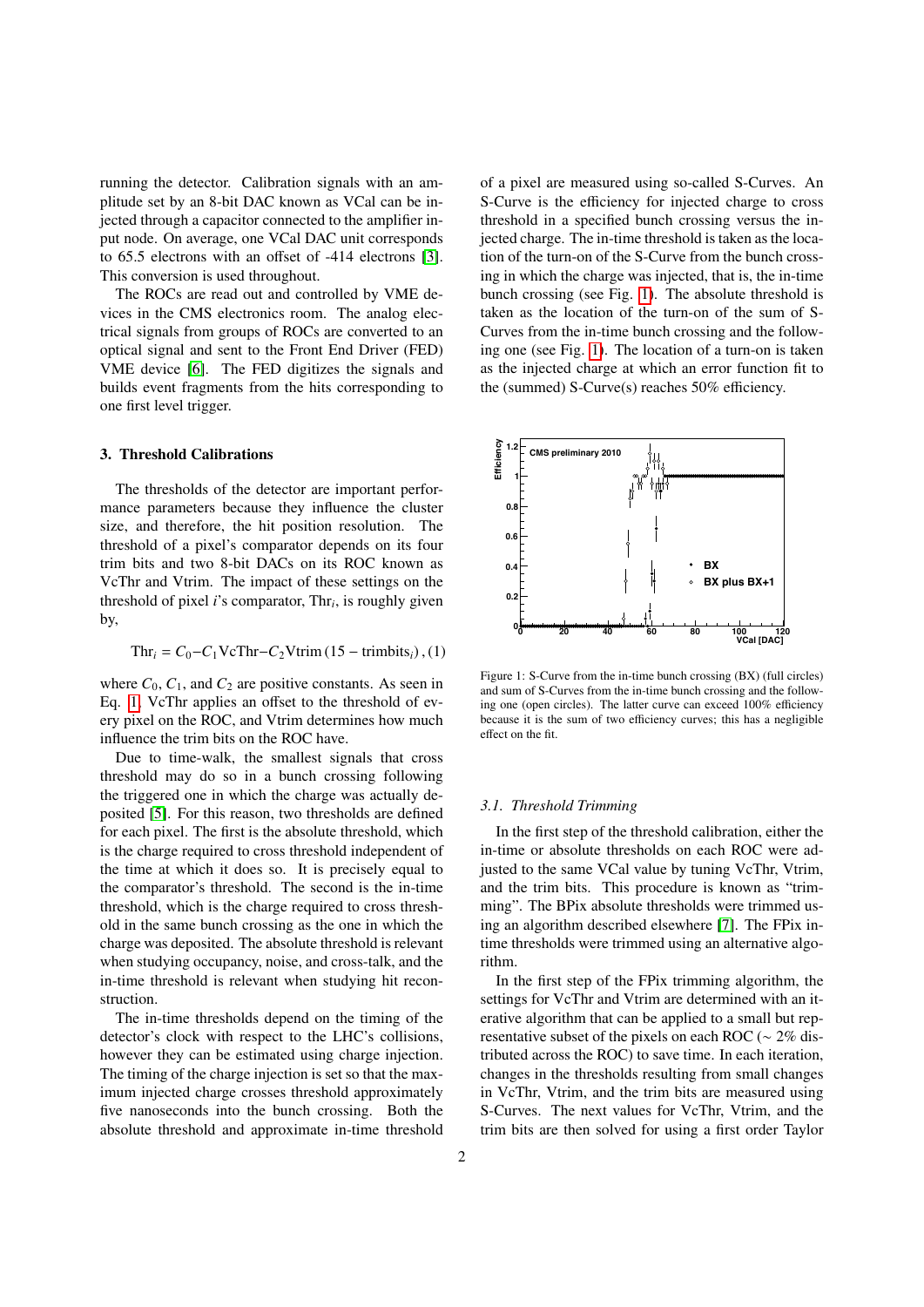running the detector. Calibration signals with an amplitude set by an 8-bit DAC known as VCal can be injected through a capacitor connected to the amplifier input node. On average, one VCal DAC unit corresponds to 65.5 electrons with an offset of -414 electrons [3]. This conversion is used throughout.

The ROCs are read out and controlled by VME devices in the CMS electronics room. The analog electrical signals from groups of ROCs are converted to an optical signal and sent to the Front End Driver (FED) VME device [6]. The FED digitizes the signals and builds event fragments from the hits corresponding to one first level trigger.

## 3. Threshold Calibrations

The thresholds of the detector are important performance parameters because they influence the cluster size, and therefore, the hit position resolution. The threshold of a pixel's comparator depends on its four trim bits and two 8-bit DACs on its ROC known as VcThr and Vtrim. The impact of these settings on the threshold of pixel $i$'s comparator, $\mathrm{Thr}_i$, is roughly given by,

$$\mathrm{Thr}_i = C_0 - C_1 \mathrm{VcThr} - C_2 \mathrm{Vtrim}\,(15 - \mathrm{trimbits}_i)\,, \quad (1)$$

where $C_0$, $C_1$, and $C_2$ are positive constants. As seen in Eq. 1, VcThr applies an offset to the threshold of every pixel on the ROC, and Vtrim determines how much influence the trim bits on the ROC have.

Due to time-walk, the smallest signals that cross threshold may do so in a bunch crossing following the triggered one in which the charge was actually deposited [5]. For this reason, two thresholds are defined for each pixel. The first is the absolute threshold, which is the charge required to cross threshold independent of the time at which it does so. It is precisely equal to the comparator's threshold. The second is the in-time threshold, which is the charge required to cross threshold in the same bunch crossing as the one in which the charge was deposited. The absolute threshold is relevant when studying occupancy, noise, and cross-talk, and the in-time threshold is relevant when studying hit reconstruction.

The in-time thresholds depend on the timing of the detector's clock with respect to the LHC's collisions, however they can be estimated using charge injection. The timing of the charge injection is set so that the maximum injected charge crosses threshold approximately five nanoseconds into the bunch crossing. Both the absolute threshold and approximate in-time threshold of a pixel are measured using so-called S-Curves. An S-Curve is the efficiency for injected charge to cross threshold in a specified bunch crossing versus the injected charge. The in-time threshold is taken as the location of the turn-on of the S-Curve from the bunch crossing in which the charge was injected, that is, the in-time bunch crossing (see Fig. 1). The absolute threshold is taken as the location of the turn-on of the sum of S-Curves from the in-time bunch crossing and the following one (see Fig. 1). The location of a turn-on is taken as the injected charge at which an error function fit to the (summed) S-Curve(s) reaches 50% efficiency.

CMS preliminary 2010
Efficiency
BX
BX plus BX+1
VCal [DAC]

Figure 1: S-Curve from the in-time bunch crossing (BX) (full circles) and sum of S-Curves from the in-time bunch crossing and the following one (open circles). The latter curve can exceed 100% efficiency because it is the sum of two efficiency curves; this has a negligible effect on the fit.

### 3.1. Threshold Trimming

In the first step of the threshold calibration, either the in-time or absolute thresholds on each ROC were adjusted to the same VCal value by tuning VcThr, Vtrim, and the trim bits. This procedure is known as "trimming". The BPix absolute thresholds were trimmed using an algorithm described elsewhere [7]. The FPix in-time thresholds were trimmed using an alternative algorithm.

In the first step of the FPix trimming algorithm, the settings for VcThr and Vtrim are determined with an iterative algorithm that can be applied to a small but representative subset of the pixels on each ROC ($\sim$ 2% distributed across the ROC) to save time. In each iteration, changes in the thresholds resulting from small changes in VcThr, Vtrim, and the trim bits are measured using S-Curves. The next values for VcThr, Vtrim, and the trim bits are then solved for using a first order Taylor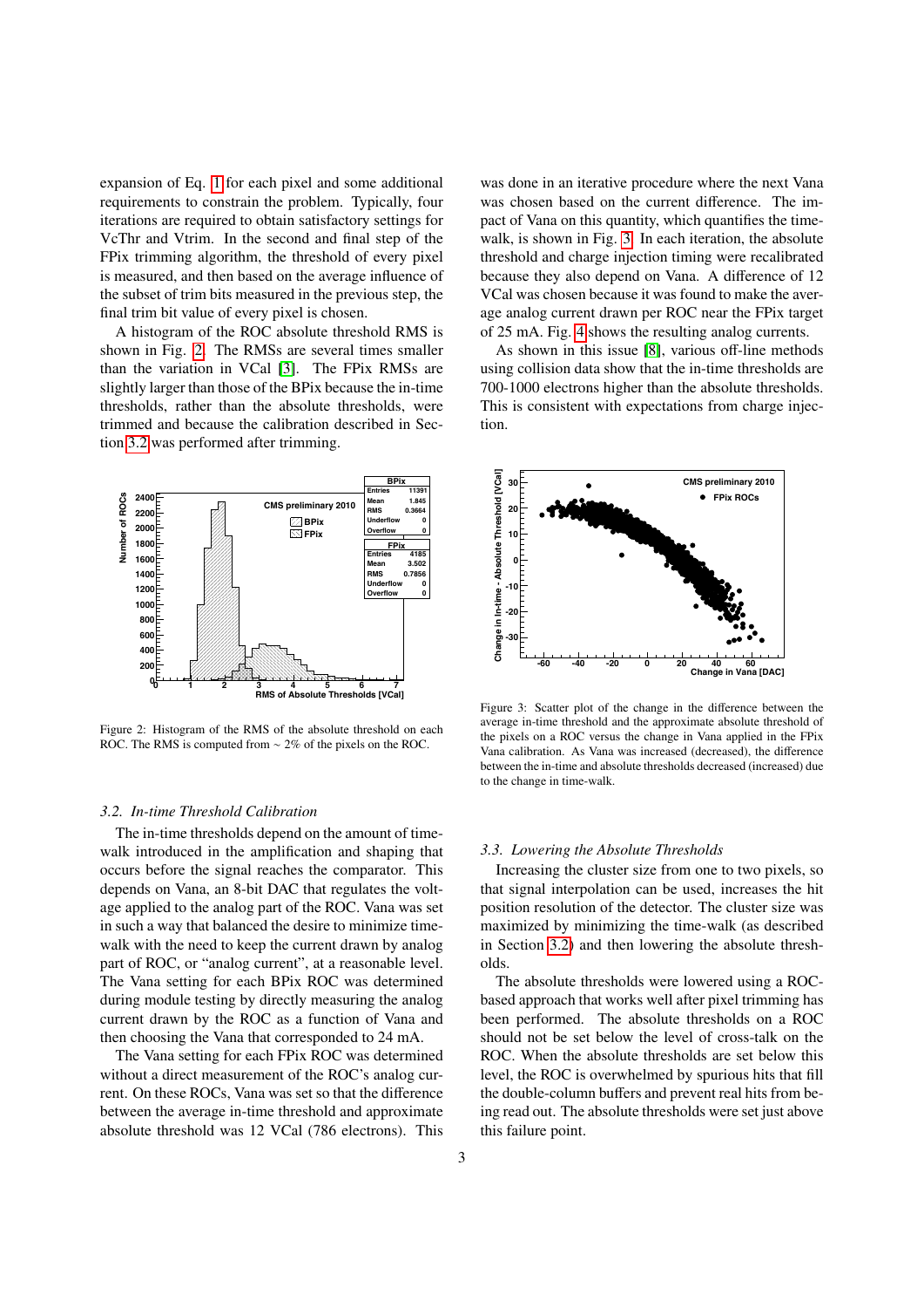expansion of Eq. 1 for each pixel and some additional requirements to constrain the problem. Typically, four iterations are required to obtain satisfactory settings for VcThr and Vtrim. In the second and final step of the FPix trimming algorithm, the threshold of every pixel is measured, and then based on the average influence of the subset of trim bits measured in the previous step, the final trim bit value of every pixel is chosen.

A histogram of the ROC absolute threshold RMS is shown in Fig. 2. The RMSs are several times smaller than the variation in VCal [3]. The FPix RMSs are slightly larger than those of the BPix because the in-time thresholds, rather than the absolute thresholds, were trimmed and because the calibration described in Section 3.2 was performed after trimming.

Figure 2: Histogram of the RMS of the absolute threshold on each ROC. The RMS is computed from ∼ 2% of the pixels on the ROC.

### 3.2. In-time Threshold Calibration

The in-time thresholds depend on the amount of time-walk introduced in the amplification and shaping that occurs before the signal reaches the comparator. This depends on Vana, an 8-bit DAC that regulates the voltage applied to the analog part of the ROC. Vana was set in such a way that balanced the desire to minimize time-walk with the need to keep the current drawn by analog part of ROC, or "analog current", at a reasonable level. The Vana setting for each BPix ROC was determined during module testing by directly measuring the analog current drawn by the ROC as a function of Vana and then choosing the Vana that corresponded to 24 mA.

The Vana setting for each FPix ROC was determined without a direct measurement of the ROC's analog current. On these ROCs, Vana was set so that the difference between the average in-time threshold and approximate absolute threshold was 12 VCal (786 electrons). This was done in an iterative procedure where the next Vana was chosen based on the current difference. The impact of Vana on this quantity, which quantifies the time-walk, is shown in Fig. 3. In each iteration, the absolute threshold and charge injection timing were recalibrated because they also depend on Vana. A difference of 12 VCal was chosen because it was found to make the average analog current drawn per ROC near the FPix target of 25 mA. Fig. 4 shows the resulting analog currents.

As shown in this issue [8], various off-line methods using collision data show that the in-time thresholds are 700-1000 electrons higher than the absolute thresholds. This is consistent with expectations from charge injection.

Figure 3: Scatter plot of the change in the difference between the average in-time threshold and the approximate absolute threshold of the pixels on a ROC versus the change in Vana applied in the FPix Vana calibration. As Vana was increased (decreased), the difference between the in-time and absolute thresholds decreased (increased) due to the change in time-walk.

### 3.3. Lowering the Absolute Thresholds

Increasing the cluster size from one to two pixels, so that signal interpolation can be used, increases the hit position resolution of the detector. The cluster size was maximized by minimizing the time-walk (as described in Section 3.2) and then lowering the absolute thresholds.

The absolute thresholds were lowered using a ROC-based approach that works well after pixel trimming has been performed. The absolute thresholds on a ROC should not be set below the level of cross-talk on the ROC. When the absolute thresholds are set below this level, the ROC is overwhelmed by spurious hits that fill the double-column buffers and prevent real hits from being read out. The absolute thresholds were set just above this failure point.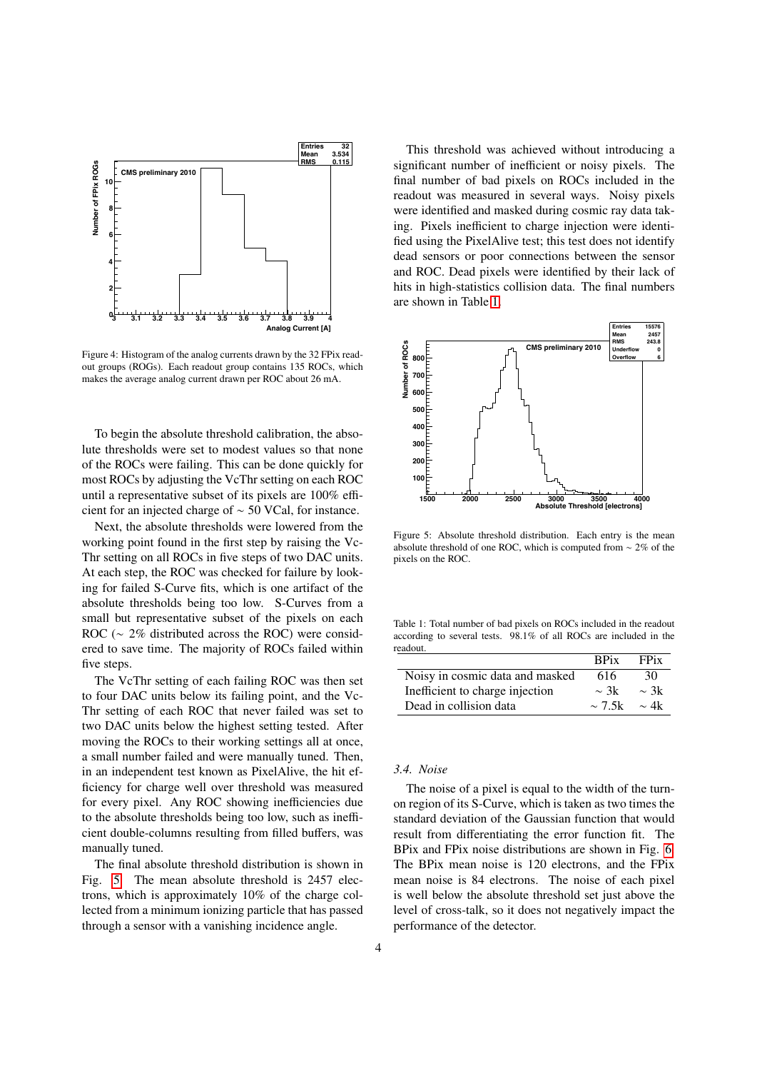Entries 32
Mean 3.534
RMS 0.115

CMS preliminary 2010

Number of FPix ROGs

Analog Current [A]

Figure 4: Histogram of the analog currents drawn by the 32 FPix readout groups (ROGs). Each readout group contains 135 ROCs, which makes the average analog current drawn per ROC about 26 mA.

To begin the absolute threshold calibration, the absolute thresholds were set to modest values so that none of the ROCs were failing. This can be done quickly for most ROCs by adjusting the VcThr setting on each ROC until a representative subset of its pixels are 100% efficient for an injected charge of ∼ 50 VCal, for instance.

Next, the absolute thresholds were lowered from the working point found in the first step by raising the VcThr setting on all ROCs in five steps of two DAC units. At each step, the ROC was checked for failure by looking for failed S-Curve fits, which is one artifact of the absolute thresholds being too low. S-Curves from a small but representative subset of the pixels on each ROC (∼ 2% distributed across the ROC) were considered to save time. The majority of ROCs failed within five steps.

The VcThr setting of each failing ROC was then set to four DAC units below its failing point, and the VcThr setting of each ROC that never failed was set to two DAC units below the highest setting tested. After moving the ROCs to their working settings all at once, a small number failed and were manually tuned. Then, in an independent test known as PixelAlive, the hit efficiency for charge well over threshold was measured for every pixel. Any ROC showing inefficiencies due to the absolute thresholds being too low, such as inefficient double-columns resulting from filled buffers, was manually tuned.

The final absolute threshold distribution is shown in Fig. 5. The mean absolute threshold is 2457 electrons, which is approximately 10% of the charge collected from a minimum ionizing particle that has passed through a sensor with a vanishing incidence angle.

This threshold was achieved without introducing a significant number of inefficient or noisy pixels. The final number of bad pixels on ROCs included in the readout was measured in several ways. Noisy pixels were identified and masked during cosmic ray data taking. Pixels inefficient to charge injection were identified using the PixelAlive test; this test does not identify dead sensors or poor connections between the sensor and ROC. Dead pixels were identified by their lack of hits in high-statistics collision data. The final numbers are shown in Table 1.

Entries 15576
Mean 2457
RMS 243.8
Underflow 0
Overflow 6

CMS preliminary 2010

Number of ROCs

Absolute Threshold [electrons]

Figure 5: Absolute threshold distribution. Each entry is the mean absolute threshold of one ROC, which is computed from ∼ 2% of the pixels on the ROC.

Table 1: Total number of bad pixels on ROCs included in the readout according to several tests. 98.1% of all ROCs are included in the readout.

| | BPix | FPix |
|---|---|---|
| Noisy in cosmic data and masked | 616 | 30 |
| Inefficient to charge injection | ∼ 3k | ∼ 3k |
| Dead in collision data | ∼ 7.5k | ∼ 4k |

### 3.4. Noise

The noise of a pixel is equal to the width of the turn-on region of its S-Curve, which is taken as two times the standard deviation of the Gaussian function that would result from differentiating the error function fit. The BPix and FPix noise distributions are shown in Fig. 6. The BPix mean noise is 120 electrons, and the FPix mean noise is 84 electrons. The noise of each pixel is well below the absolute threshold set just above the level of cross-talk, so it does not negatively impact the performance of the detector.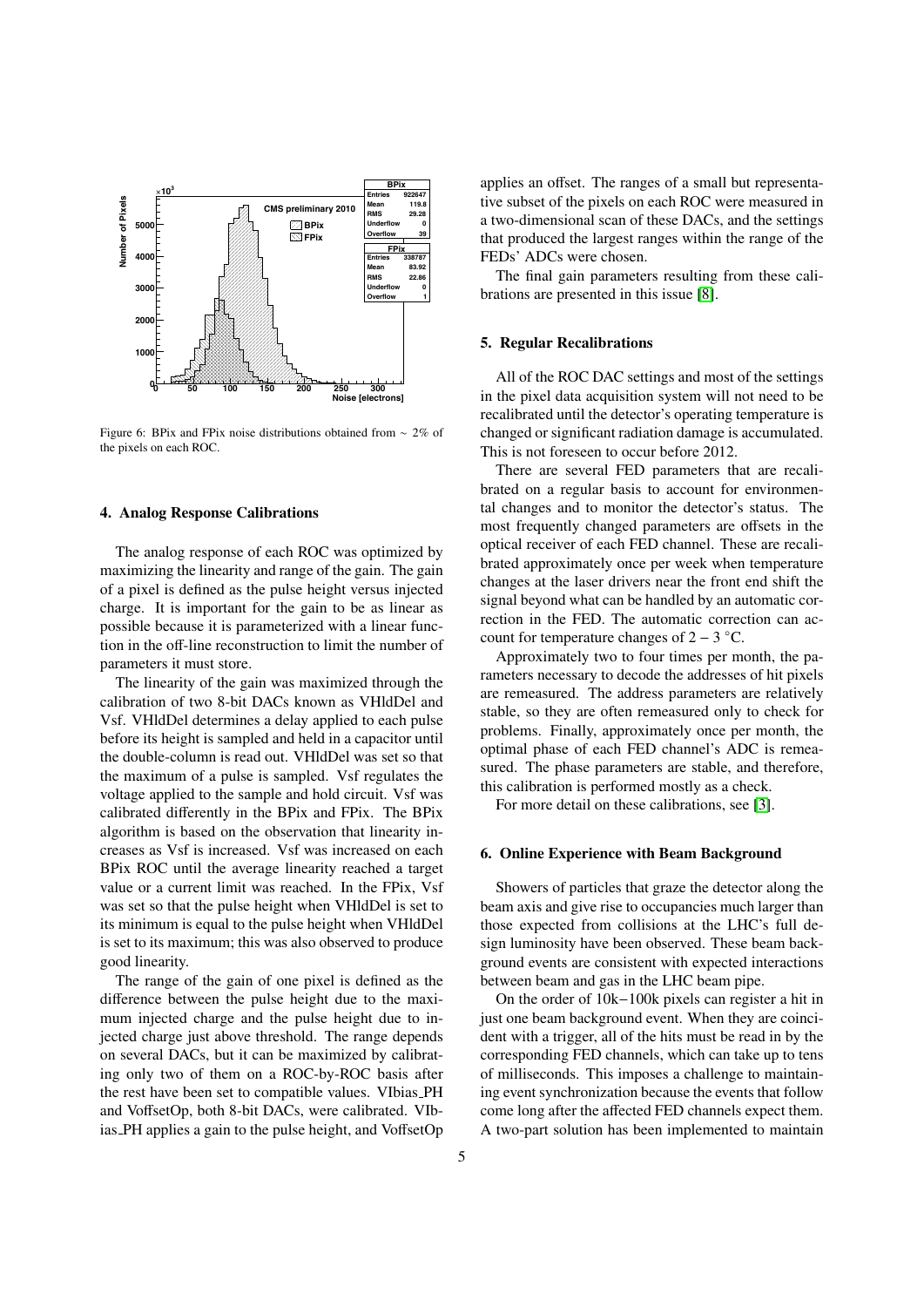×10^3

Number of Pixels

CMS preliminary 2010

BPix

FPix

| BPix | |
|---|---|
| Entries | 922647 |
| Mean | 119.8 |
| RMS | 29.28 |
| Underflow | 0 |
| Overflow | 39 |

| FPix | |
|---|---|
| Entries | 338787 |
| Mean | 83.92 |
| RMS | 22.86 |
| Underflow | 0 |
| Overflow | 1 |

0 50 100 150 200 250 300

Noise [electrons]

Figure 6: BPix and FPix noise distributions obtained from $\sim$ 2% of the pixels on each ROC.

## 4. Analog Response Calibrations

The analog response of each ROC was optimized by maximizing the linearity and range of the gain. The gain of a pixel is defined as the pulse height versus injected charge. It is important for the gain to be as linear as possible because it is parameterized with a linear function in the off-line reconstruction to limit the number of parameters it must store.

The linearity of the gain was maximized through the calibration of two 8-bit DACs known as VHldDel and Vsf. VHldDel determines a delay applied to each pulse before its height is sampled and held in a capacitor until the double-column is read out. VHldDel was set so that the maximum of a pulse is sampled. Vsf regulates the voltage applied to the sample and hold circuit. Vsf was calibrated differently in the BPix and FPix. The BPix algorithm is based on the observation that linearity increases as Vsf is increased. Vsf was increased on each BPix ROC until the average linearity reached a target value or a current limit was reached. In the FPix, Vsf was set so that the pulse height when VHldDel is set to its minimum is equal to the pulse height when VHldDel is set to its maximum; this was also observed to produce good linearity.

The range of the gain of one pixel is defined as the difference between the pulse height due to the maximum injected charge and the pulse height due to injected charge just above threshold. The range depends on several DACs, but it can be maximized by calibrating only two of them on a ROC-by-ROC basis after the rest have been set to compatible values. VIbias_PH and VoffsetOp, both 8-bit DACs, were calibrated. VIbias_PH applies a gain to the pulse height, and VoffsetOp applies an offset. The ranges of a small but representative subset of the pixels on each ROC were measured in a two-dimensional scan of these DACs, and the settings that produced the largest ranges within the range of the FEDs' ADCs were chosen.

The final gain parameters resulting from these calibrations are presented in this issue [8].

## 5. Regular Recalibrations

All of the ROC DAC settings and most of the settings in the pixel data acquisition system will not need to be recalibrated until the detector's operating temperature is changed or significant radiation damage is accumulated. This is not foreseen to occur before 2012.

There are several FED parameters that are recalibrated on a regular basis to account for environmental changes and to monitor the detector's status. The most frequently changed parameters are offsets in the optical receiver of each FED channel. These are recalibrated approximately once per week when temperature changes at the laser drivers near the front end shift the signal beyond what can be handled by an automatic correction in the FED. The automatic correction can account for temperature changes of $2-3\ ^{\circ}$C.

Approximately two to four times per month, the parameters necessary to decode the addresses of hit pixels are remeasured. The address parameters are relatively stable, so they are often remeasured only to check for problems. Finally, approximately once per month, the optimal phase of each FED channel's ADC is remeasured. The phase parameters are stable, and therefore, this calibration is performed mostly as a check.

For more detail on these calibrations, see [3].

## 6. Online Experience with Beam Background

Showers of particles that graze the detector along the beam axis and give rise to occupancies much larger than those expected from collisions at the LHC's full design luminosity have been observed. These beam background events are consistent with expected interactions between beam and gas in the LHC beam pipe.

On the order of 10k−100k pixels can register a hit in just one beam background event. When they are coincident with a trigger, all of the hits must be read in by the corresponding FED channels, which can take up to tens of milliseconds. This imposes a challenge to maintaining event synchronization because the events that follow come long after the affected FED channels expect them. A two-part solution has been implemented to maintain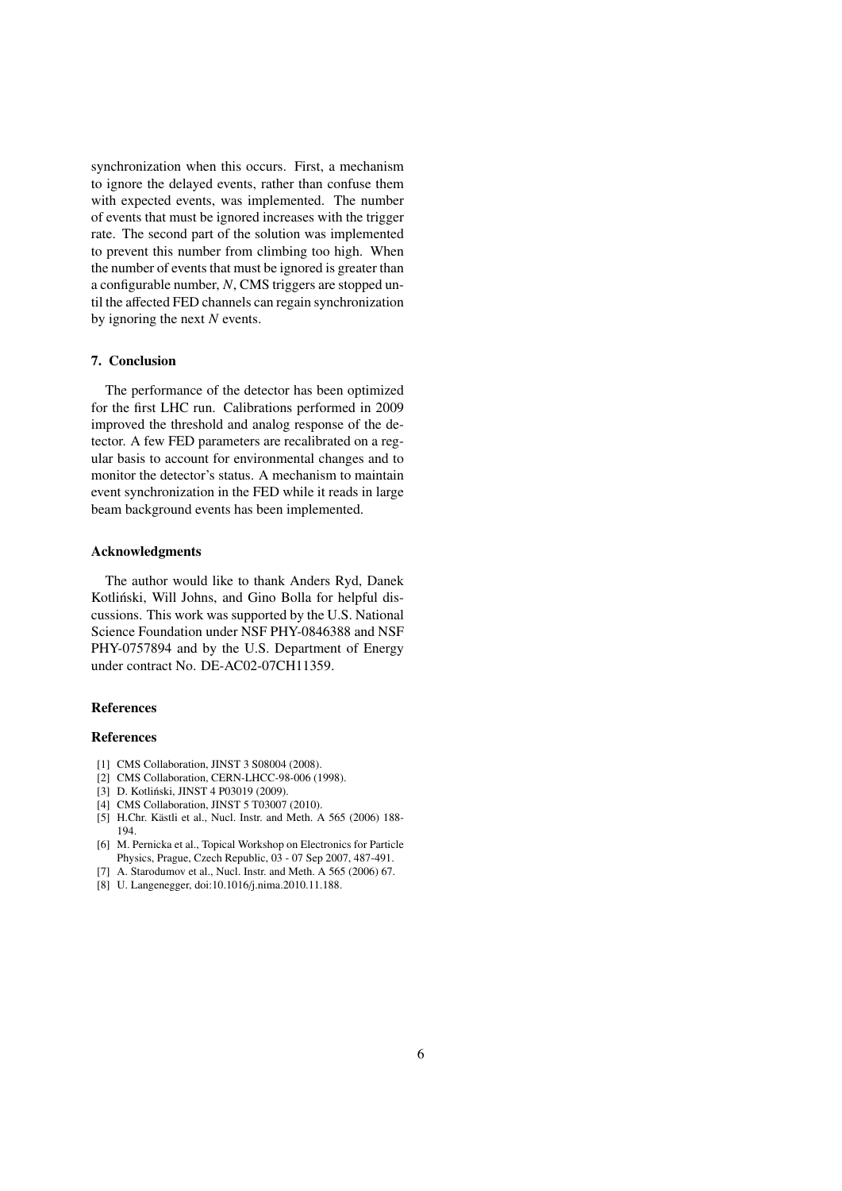synchronization when this occurs. First, a mechanism to ignore the delayed events, rather than confuse them with expected events, was implemented. The number of events that must be ignored increases with the trigger rate. The second part of the solution was implemented to prevent this number from climbing too high. When the number of events that must be ignored is greater than a configurable number, $N$, CMS triggers are stopped until the affected FED channels can regain synchronization by ignoring the next $N$ events.

## 7. Conclusion

The performance of the detector has been optimized for the first LHC run. Calibrations performed in 2009 improved the threshold and analog response of the detector. A few FED parameters are recalibrated on a regular basis to account for environmental changes and to monitor the detector's status. A mechanism to maintain event synchronization in the FED while it reads in large beam background events has been implemented.

## Acknowledgments

The author would like to thank Anders Ryd, Danek Kotliński, Will Johns, and Gino Bolla for helpful discussions. This work was supported by the U.S. National Science Foundation under NSF PHY-0846388 and NSF PHY-0757894 and by the U.S. Department of Energy under contract No. DE-AC02-07CH11359.

## References

## References

- [1] CMS Collaboration, JINST 3 S08004 (2008).
- [2] CMS Collaboration, CERN-LHCC-98-006 (1998).
- [3] D. Kotliński, JINST 4 P03019 (2009).
- [4] CMS Collaboration, JINST 5 T03007 (2010).
- [5] H.Chr. Kästli et al., Nucl. Instr. and Meth. A 565 (2006) 188-194.
- [6] M. Pernicka et al., Topical Workshop on Electronics for Particle Physics, Prague, Czech Republic, 03 - 07 Sep 2007, 487-491.
- [7] A. Starodumov et al., Nucl. Instr. and Meth. A 565 (2006) 67.
- [8] U. Langenegger, doi:10.1016/j.nima.2010.11.188.